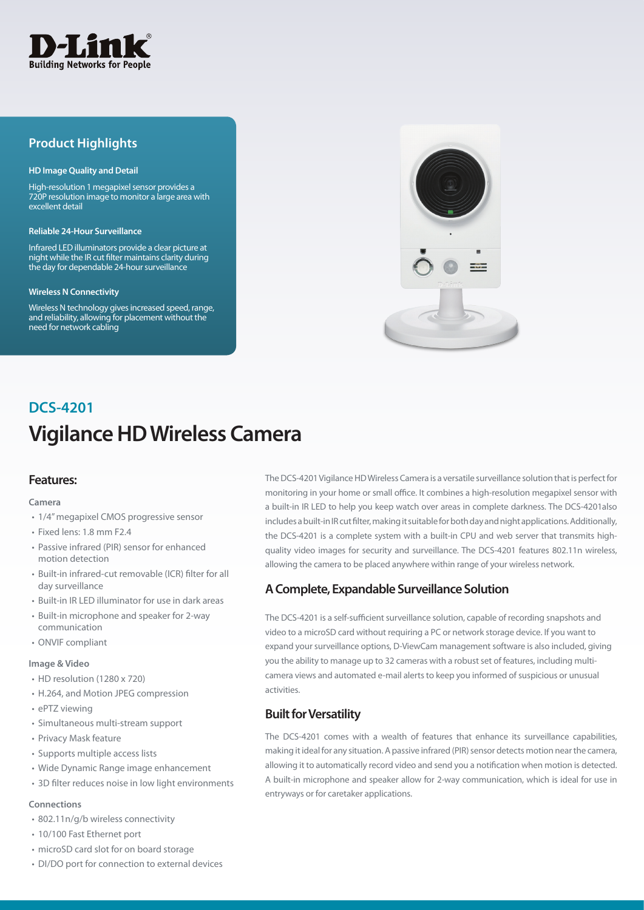D-Link
Building Networks for People

## Product Highlights

**HD Image Quality and Detail**

High-resolution 1 megapixel sensor provides a 720P resolution image to monitor a large area with excellent detail

**Reliable 24-Hour Surveillance**

Infrared LED illuminators provide a clear picture at night while the IR cut filter maintains clarity during the day for dependable 24-hour surveillance

**Wireless N Connectivity**

Wireless N technology gives increased speed, range, and reliability, allowing for placement without the need for network cabling

## DCS-4201

# Vigilance HD Wireless Camera

## Features:

**Camera**

- 1/4" megapixel CMOS progressive sensor
- Fixed lens: 1.8 mm F2.4
- Passive infrared (PIR) sensor for enhanced motion detection
- Built-in infrared-cut removable (ICR) filter for all day surveillance
- Built-in IR LED illuminator for use in dark areas
- Built-in microphone and speaker for 2-way communication
- ONVIF compliant

**Image & Video**

- HD resolution (1280 x 720)
- H.264, and Motion JPEG compression
- ePTZ viewing
- Simultaneous multi-stream support
- Privacy Mask feature
- Supports multiple access lists
- Wide Dynamic Range image enhancement
- 3D filter reduces noise in low light environments

**Connections**

- 802.11n/g/b wireless connectivity
- 10/100 Fast Ethernet port
- microSD card slot for on board storage
- DI/DO port for connection to external devices

The DCS-4201 Vigilance HD Wireless Camera is a versatile surveillance solution that is perfect for monitoring in your home or small office. It combines a high-resolution megapixel sensor with a built-in IR LED to help you keep watch over areas in complete darkness. The DCS-4201also includes a built-in IR cut filter, making it suitable for both day and night applications. Additionally, the DCS-4201 is a complete system with a built-in CPU and web server that transmits high-quality video images for security and surveillance. The DCS-4201 features 802.11n wireless, allowing the camera to be placed anywhere within range of your wireless network.

## A Complete, Expandable Surveillance Solution

The DCS-4201 is a self-sufficient surveillance solution, capable of recording snapshots and video to a microSD card without requiring a PC or network storage device. If you want to expand your surveillance options, D-ViewCam management software is also included, giving you the ability to manage up to 32 cameras with a robust set of features, including multi-camera views and automated e-mail alerts to keep you informed of suspicious or unusual activities.

## Built for Versatility

The DCS-4201 comes with a wealth of features that enhance its surveillance capabilities, making it ideal for any situation. A passive infrared (PIR) sensor detects motion near the camera, allowing it to automatically record video and send you a notification when motion is detected. A built-in microphone and speaker allow for 2-way communication, which is ideal for use in entryways or for caretaker applications.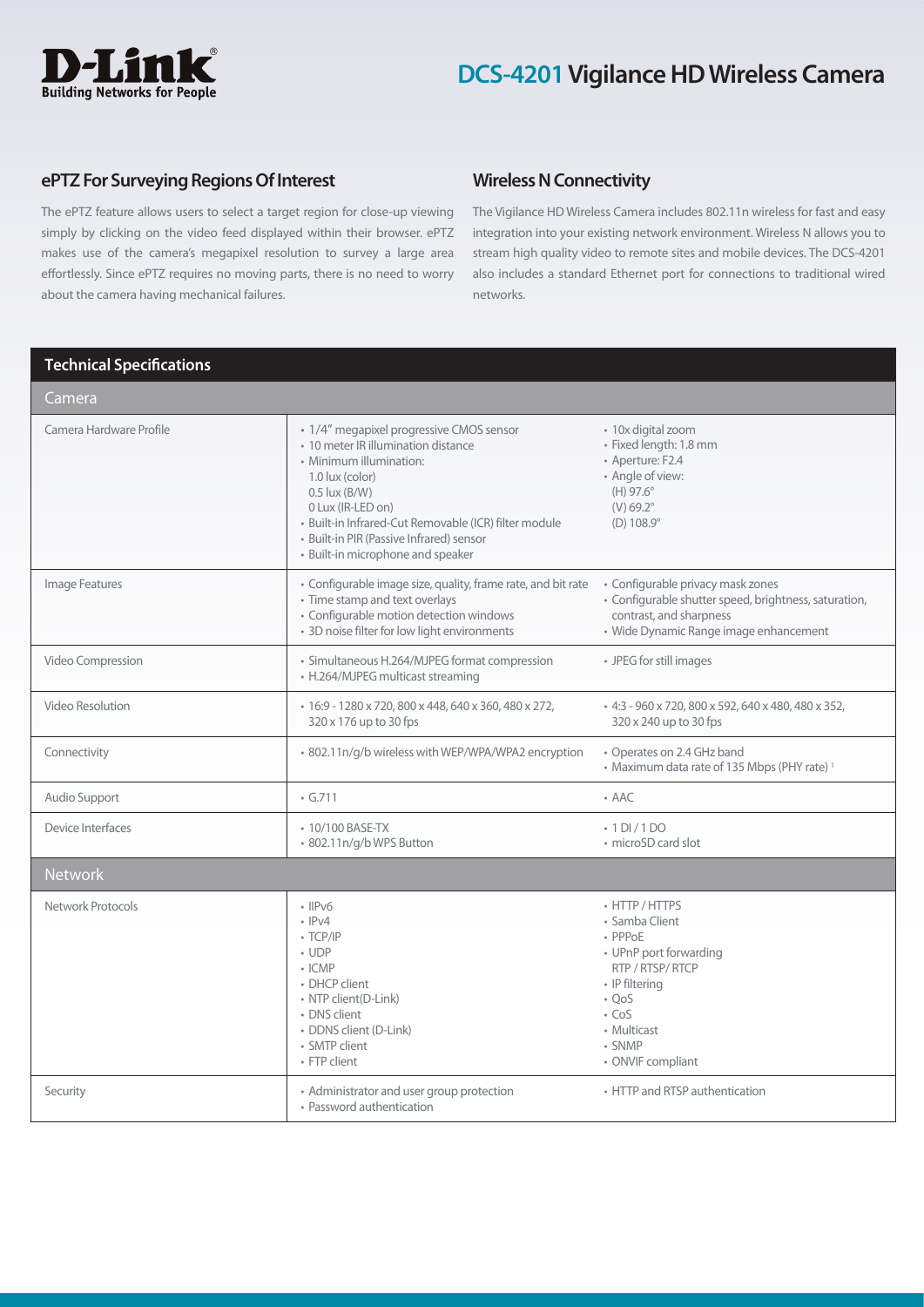# DCS-4201 Vigilance HD Wireless Camera

## ePTZ For Surveying Regions Of Interest

The ePTZ feature allows users to select a target region for close-up viewing simply by clicking on the video feed displayed within their browser. ePTZ makes use of the camera's megapixel resolution to survey a large area effortlessly. Since ePTZ requires no moving parts, there is no need to worry about the camera having mechanical failures.

## Wireless N Connectivity

The Vigilance HD Wireless Camera includes 802.11n wireless for fast and easy integration into your existing network environment. Wireless N allows you to stream high quality video to remote sites and mobile devices. The DCS-4201 also includes a standard Ethernet port for connections to traditional wired networks.

## Technical Specifications

| Camera | | |
|---|---|---|
| Camera Hardware Profile | • 1/4" megapixel progressive CMOS sensor<br>• 10 meter IR illumination distance<br>• Minimum illumination:<br>1.0 lux (color)<br>0.5 lux (B/W)<br>0 Lux (IR-LED on)<br>• Built-in Infrared-Cut Removable (ICR) filter module<br>• Built-in PIR (Passive Infrared) sensor<br>• Built-in microphone and speaker | • 10x digital zoom<br>• Fixed length: 1.8 mm<br>• Aperture: F2.4<br>• Angle of view:<br>(H) 97.6°<br>(V) 69.2°<br>(D) 108.9° |
| Image Features | • Configurable image size, quality, frame rate, and bit rate<br>• Time stamp and text overlays<br>• Configurable motion detection windows<br>• 3D noise filter for low light environments | • Configurable privacy mask zones<br>• Configurable shutter speed, brightness, saturation, contrast, and sharpness<br>• Wide Dynamic Range image enhancement |
| Video Compression | • Simultaneous H.264/MJPEG format compression<br>• H.264/MJPEG multicast streaming | • JPEG for still images |
| Video Resolution | • 16:9 - 1280 x 720, 800 x 448, 640 x 360, 480 x 272, 320 x 176 up to 30 fps | • 4:3 - 960 x 720, 800 x 592, 640 x 480, 480 x 352, 320 x 240 up to 30 fps |
| Connectivity | • 802.11n/g/b wireless with WEP/WPA/WPA2 encryption | • Operates on 2.4 GHz band<br>• Maximum data rate of 135 Mbps (PHY rate) [1] |
| Audio Support | • G.711 | • AAC |
| Device Interfaces | • 10/100 BASE-TX<br>• 802.11n/g/b WPS Button | • 1 DI / 1 DO<br>• microSD card slot |
| **Network** | | |
| Network Protocols | • IIPv6<br>• IPv4<br>• TCP/IP<br>• UDP<br>• ICMP<br>• DHCP client<br>• NTP client(D-Link)<br>• DNS client<br>• DDNS client (D-Link)<br>• SMTP client<br>• FTP client | • HTTP / HTTPS<br>• Samba Client<br>• PPPoE<br>• UPnP port forwarding<br>RTP / RTSP/ RTCP<br>• IP filtering<br>• QoS<br>• CoS<br>• Multicast<br>• SNMP<br>• ONVIF compliant |
| Security | • Administrator and user group protection<br>• Password authentication | • HTTP and RTSP authentication |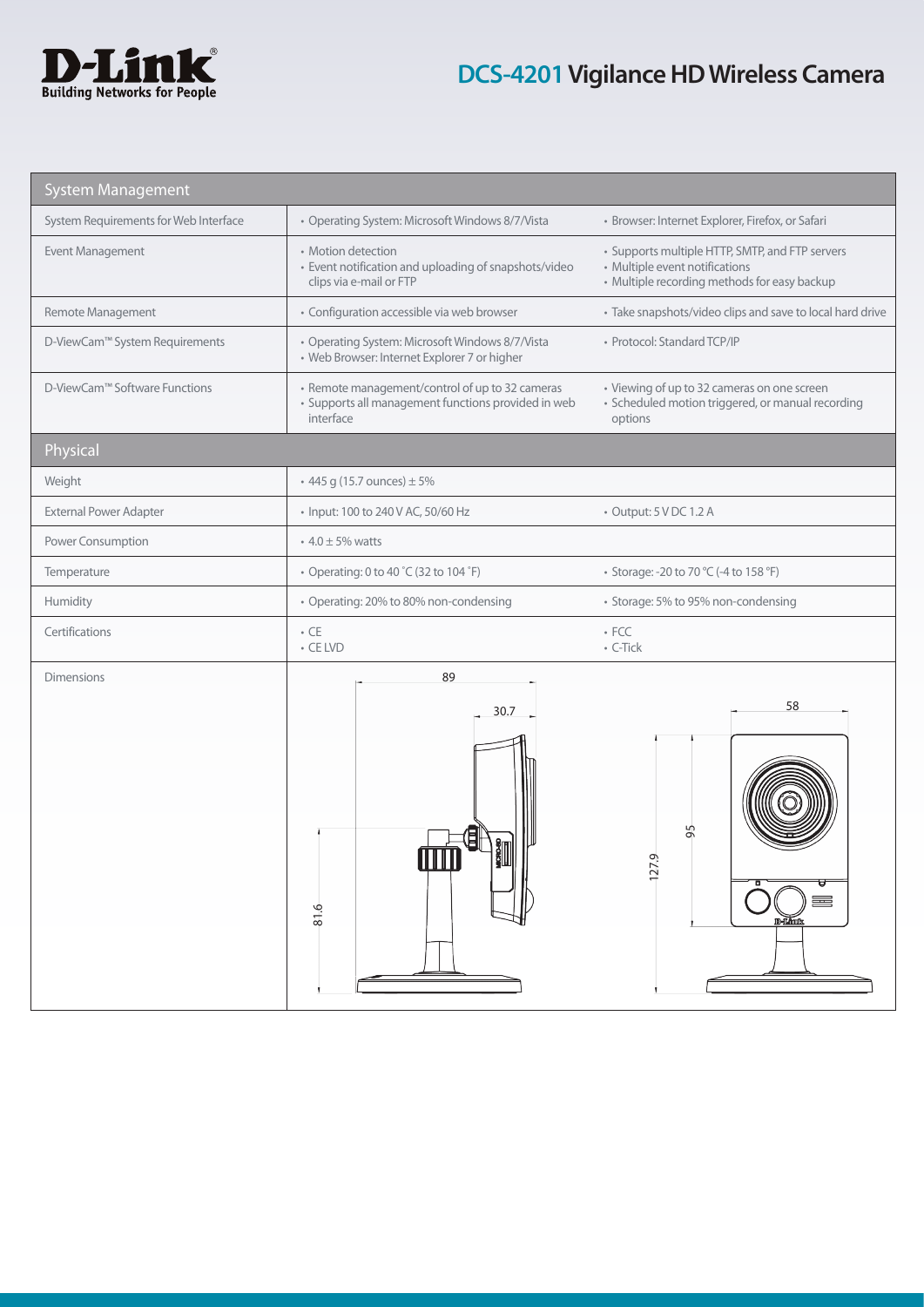# DCS-4201 Vigilance HD Wireless Camera

| System Management | | |
|---|---|---|
| System Requirements for Web Interface | • Operating System: Microsoft Windows 8/7/Vista | • Browser: Internet Explorer, Firefox, or Safari |
| Event Management | • Motion detection<br>• Event notification and uploading of snapshots/video clips via e-mail or FTP | • Supports multiple HTTP, SMTP, and FTP servers<br>• Multiple event notifications<br>• Multiple recording methods for easy backup |
| Remote Management | • Configuration accessible via web browser | • Take snapshots/video clips and save to local hard drive |
| D-ViewCam™ System Requirements | • Operating System: Microsoft Windows 8/7/Vista<br>• Web Browser: Internet Explorer 7 or higher | • Protocol: Standard TCP/IP |
| D-ViewCam™ Software Functions | • Remote management/control of up to 32 cameras<br>• Supports all management functions provided in web interface | • Viewing of up to 32 cameras on one screen<br>• Scheduled motion triggered, or manual recording options |

| Physical | | |
|---|---|---|
| Weight | • 445 g (15.7 ounces) ± 5% | |
| External Power Adapter | • Input: 100 to 240 V AC, 50/60 Hz | • Output: 5 V DC 1.2 A |
| Power Consumption | • 4.0 ± 5% watts | |
| Temperature | • Operating: 0 to 40 ˚C (32 to 104 ˚F) | • Storage: -20 to 70 °C (-4 to 158 °F) |
| Humidity | • Operating: 20% to 80% non-condensing | • Storage: 5% to 95% non-condensing |
| Certifications | • CE<br>• CE LVD | • FCC<br>• C-Tick |
| Dimensions | 89<br>30.7<br>81.6 | 58<br>95<br>127.9 |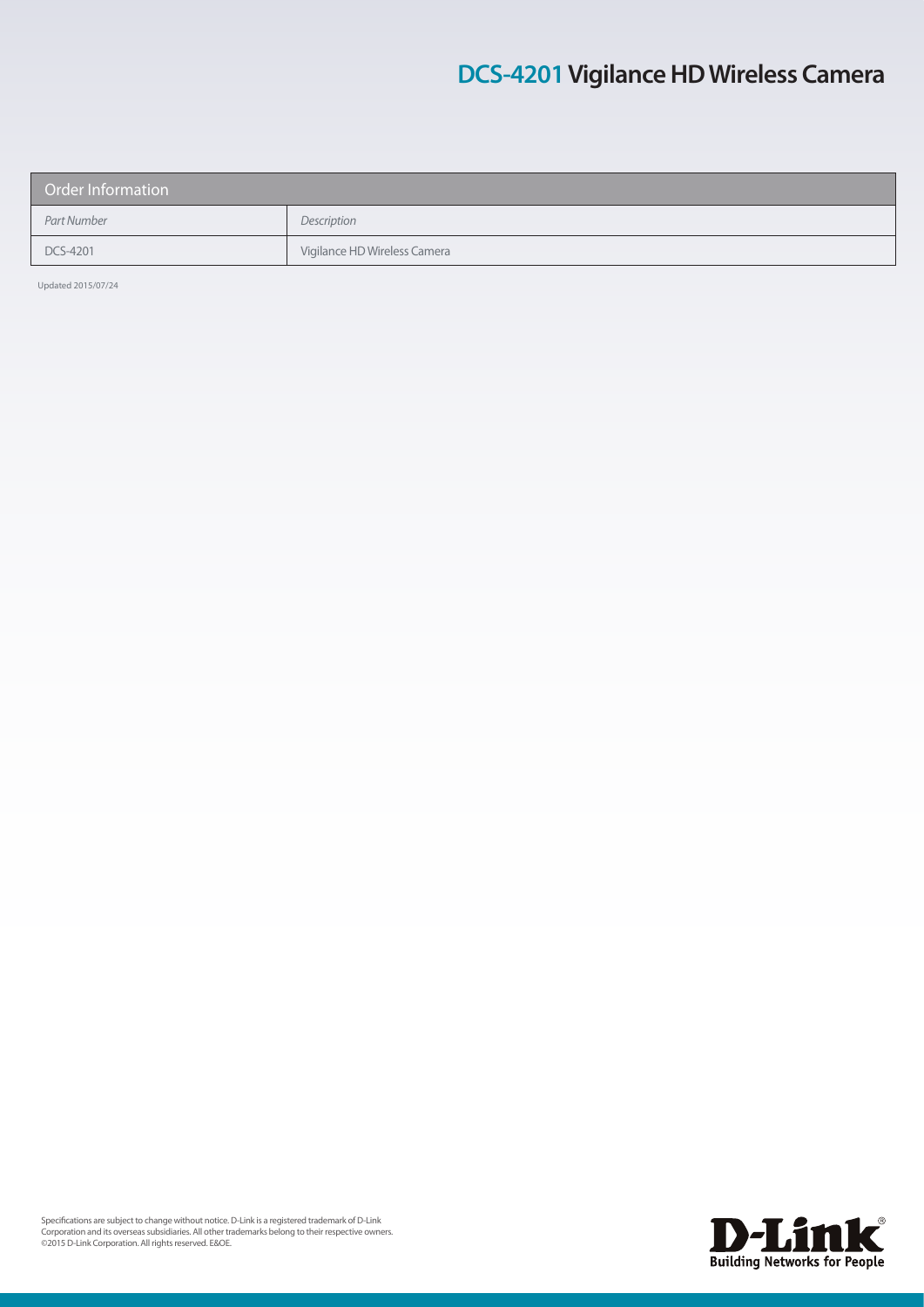| Order Information | |
|---|---|
| *Part Number* | *Description* |
| DCS-4201 | Vigilance HD Wireless Camera |

Updated 2015/07/24

Specifications are subject to change without notice. D-Link is a registered trademark of D-Link Corporation and its overseas subsidiaries. All other trademarks belong to their respective owners. ©2015 D-Link Corporation. All rights reserved. E&OE.

D-Link®
Building Networks for People